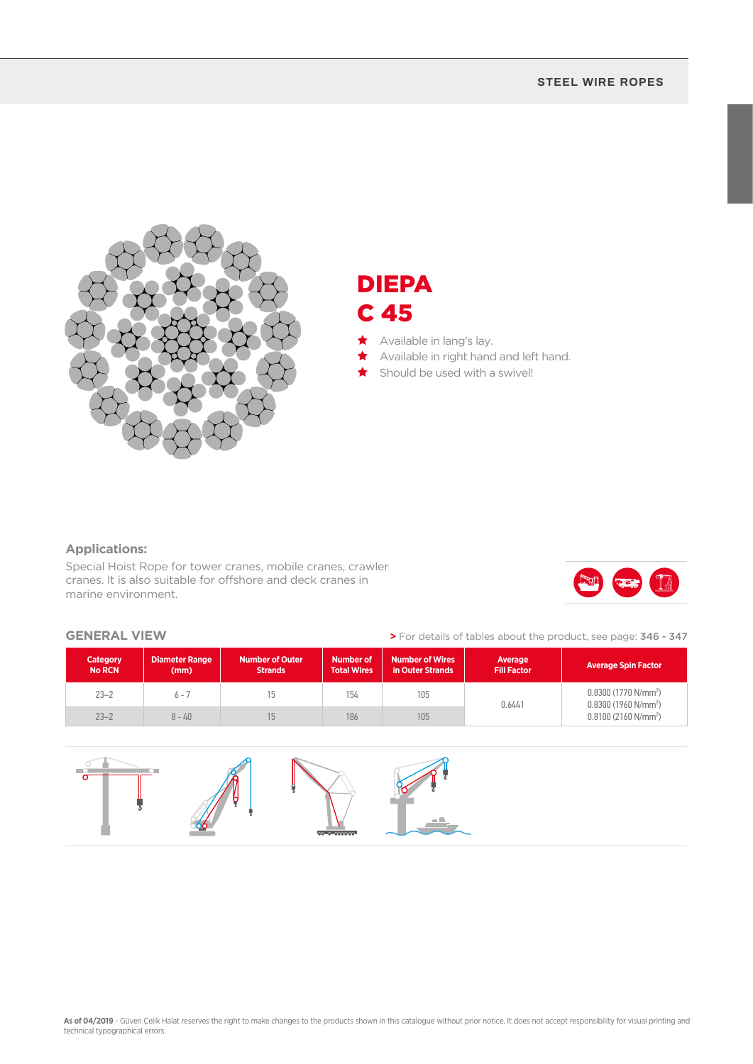# DIEPA C 45

- Available in lang's lay.
- Available in right hand and left hand.
- Should be used with a swivel!

### Applications:

Special Hoist Rope for tower cranes, mobile cranes, crawler cranes. It is also suitable for offshore and deck cranes in marine environment.

## GENERAL VIEW

> For details of tables about the product, see page: **346 - 347**

| Category No RCN | Diameter Range (mm) | Number of Outer Strands | Number of Total Wires | Number of Wires in Outer Strands | Average Fill Factor | Average Spin Factor |
|---|---|---|---|---|---|---|
| 23–2 | 6 - 7 | 15 | 154 | 105 | 0.6441 | 0.8300 (1770 N/mm²)<br>0.8300 (1960 N/mm²)<br>0.8100 (2160 N/mm²) |
| 23–2 | 8 - 40 | 15 | 186 | 105 | | |

**As of 04/2019** - Güven Çelik Halat reserves the right to make changes to the products shown in this catalogue without prior notice. It does not accept responsibility for visual printing and technical typographical errors.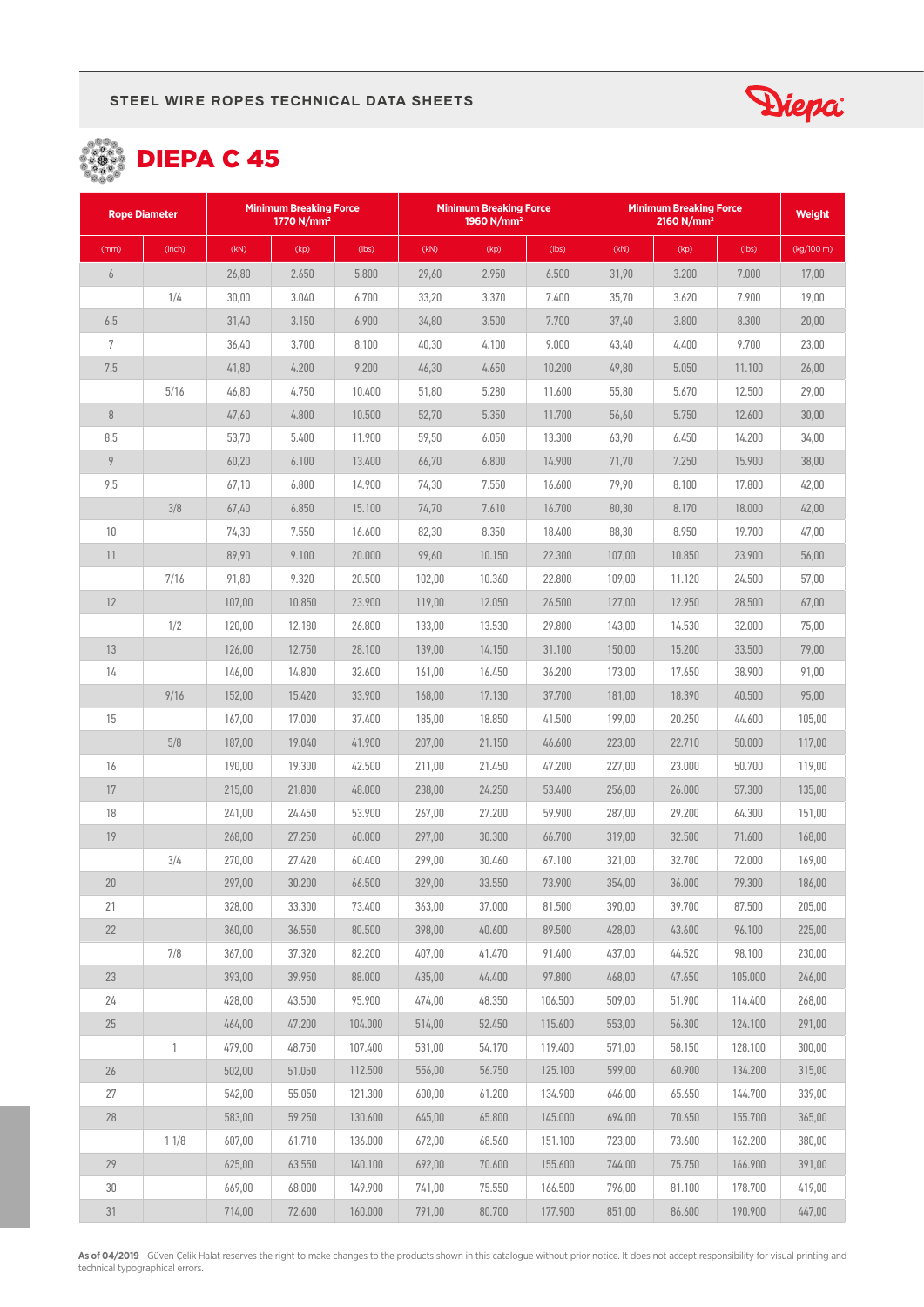STEEL WIRE ROPES TECHNICAL DATA SHEETS

# DIEPA C 45

| Rope Diameter | | Minimum Breaking Force 1770 N/mm² | | | Minimum Breaking Force 1960 N/mm² | | | Minimum Breaking Force 2160 N/mm² | | | Weight |
|---|---|---|---|---|---|---|---|---|---|---|---|
| (mm) | (inch) | (kN) | (kp) | (lbs) | (kN) | (kp) | (lbs) | (kN) | (kp) | (lbs) | (kg/100 m) |
| 6 | | 26,80 | 2.650 | 5.800 | 29,60 | 2.950 | 6.500 | 31,90 | 3.200 | 7.000 | 17,00 |
| | 1/4 | 30,00 | 3.040 | 6.700 | 33,20 | 3.370 | 7.400 | 35,70 | 3.620 | 7.900 | 19,00 |
| 6.5 | | 31,40 | 3.150 | 6.900 | 34,80 | 3.500 | 7.700 | 37,40 | 3.800 | 8.300 | 20,00 |
| 7 | | 36,40 | 3.700 | 8.100 | 40,30 | 4.100 | 9.000 | 43,40 | 4.400 | 9.700 | 23,00 |
| 7.5 | | 41,80 | 4.200 | 9.200 | 46,30 | 4.650 | 10.200 | 49,80 | 5.050 | 11.100 | 26,00 |
| | 5/16 | 46,80 | 4.750 | 10.400 | 51,80 | 5.280 | 11.600 | 55,80 | 5.670 | 12.500 | 29,00 |
| 8 | | 47,60 | 4.800 | 10.500 | 52,70 | 5.350 | 11.700 | 56,60 | 5.750 | 12.600 | 30,00 |
| 8.5 | | 53,70 | 5.400 | 11.900 | 59,50 | 6.050 | 13.300 | 63,90 | 6.450 | 14.200 | 34,00 |
| 9 | | 60,20 | 6.100 | 13.400 | 66,70 | 6.800 | 14.900 | 71,70 | 7.250 | 15.900 | 38,00 |
| 9.5 | | 67,10 | 6.800 | 14.900 | 74,30 | 7.550 | 16.600 | 79,90 | 8.100 | 17.800 | 42,00 |
| | 3/8 | 67,40 | 6.850 | 15.100 | 74,70 | 7.610 | 16.700 | 80,30 | 8.170 | 18.000 | 42,00 |
| 10 | | 74,30 | 7.550 | 16.600 | 82,30 | 8.350 | 18.400 | 88,30 | 8.950 | 19.700 | 47,00 |
| 11 | | 89,90 | 9.100 | 20.000 | 99,60 | 10.150 | 22.300 | 107,00 | 10.850 | 23.900 | 56,00 |
| | 7/16 | 91,80 | 9.320 | 20.500 | 102,00 | 10.360 | 22.800 | 109,00 | 11.120 | 24.500 | 57,00 |
| 12 | | 107,00 | 10.850 | 23.900 | 119,00 | 12.050 | 26.500 | 127,00 | 12.950 | 28.500 | 67,00 |
| | 1/2 | 120,00 | 12.180 | 26.800 | 133,00 | 13.530 | 29.800 | 143,00 | 14.530 | 32.000 | 75,00 |
| 13 | | 126,00 | 12.750 | 28.100 | 139,00 | 14.150 | 31.100 | 150,00 | 15.200 | 33.500 | 79,00 |
| 14 | | 146,00 | 14.800 | 32.600 | 161,00 | 16.450 | 36.200 | 173,00 | 17.650 | 38.900 | 91,00 |
| | 9/16 | 152,00 | 15.420 | 33.900 | 168,00 | 17.130 | 37.700 | 181,00 | 18.390 | 40.500 | 95,00 |
| 15 | | 167,00 | 17.000 | 37.400 | 185,00 | 18.850 | 41.500 | 199,00 | 20.250 | 44.600 | 105,00 |
| | 5/8 | 187,00 | 19.040 | 41.900 | 207,00 | 21.150 | 46.600 | 223,00 | 22.710 | 50.000 | 117,00 |
| 16 | | 190,00 | 19.300 | 42.500 | 211,00 | 21.450 | 47.200 | 227,00 | 23.000 | 50.700 | 119,00 |
| 17 | | 215,00 | 21.800 | 48.000 | 238,00 | 24.250 | 53.400 | 256,00 | 26.000 | 57.300 | 135,00 |
| 18 | | 241,00 | 24.450 | 53.900 | 267,00 | 27.200 | 59.900 | 287,00 | 29.200 | 64.300 | 151,00 |
| 19 | | 268,00 | 27.250 | 60.000 | 297,00 | 30.300 | 66.700 | 319,00 | 32.500 | 71.600 | 168,00 |
| | 3/4 | 270,00 | 27.420 | 60.400 | 299,00 | 30.460 | 67.100 | 321,00 | 32.700 | 72.000 | 169,00 |
| 20 | | 297,00 | 30.200 | 66.500 | 329,00 | 33.550 | 73.900 | 354,00 | 36.000 | 79.300 | 186,00 |
| 21 | | 328,00 | 33.300 | 73.400 | 363,00 | 37.000 | 81.500 | 390,00 | 39.700 | 87.500 | 205,00 |
| 22 | | 360,00 | 36.550 | 80.500 | 398,00 | 40.600 | 89.500 | 428,00 | 43.600 | 96.100 | 225,00 |
| | 7/8 | 367,00 | 37.320 | 82.200 | 407,00 | 41.470 | 91.400 | 437,00 | 44.520 | 98.100 | 230,00 |
| 23 | | 393,00 | 39.950 | 88.000 | 435,00 | 44.400 | 97.800 | 468,00 | 47.650 | 105.000 | 246,00 |
| 24 | | 428,00 | 43.500 | 95.900 | 474,00 | 48.350 | 106.500 | 509,00 | 51.900 | 114.400 | 268,00 |
| 25 | | 464,00 | 47.200 | 104.000 | 514,00 | 52.450 | 115.600 | 553,00 | 56.300 | 124.100 | 291,00 |
| | 1 | 479,00 | 48.750 | 107.400 | 531,00 | 54.170 | 119.400 | 571,00 | 58.150 | 128.100 | 300,00 |
| 26 | | 502,00 | 51.050 | 112.500 | 556,00 | 56.750 | 125.100 | 599,00 | 60.900 | 134.200 | 315,00 |
| 27 | | 542,00 | 55.050 | 121.300 | 600,00 | 61.200 | 134.900 | 646,00 | 65.650 | 144.700 | 339,00 |
| 28 | | 583,00 | 59.250 | 130.600 | 645,00 | 65.800 | 145.000 | 694,00 | 70.650 | 155.700 | 365,00 |
| | 1 1/8 | 607,00 | 61.710 | 136.000 | 672,00 | 68.560 | 151.100 | 723,00 | 73.600 | 162.200 | 380,00 |
| 29 | | 625,00 | 63.550 | 140.100 | 692,00 | 70.600 | 155.600 | 744,00 | 75.750 | 166.900 | 391,00 |
| 30 | | 669,00 | 68.000 | 149.900 | 741,00 | 75.550 | 166.500 | 796,00 | 81.100 | 178.700 | 419,00 |
| 31 | | 714,00 | 72.600 | 160.000 | 791,00 | 80.700 | 177.900 | 851,00 | 86.600 | 190.900 | 447,00 |

**As of 04/2019** - Güven Çelik Halat reserves the right to make changes to the products shown in this catalogue without prior notice. It does not accept responsibility for visual printing and technical typographical errors.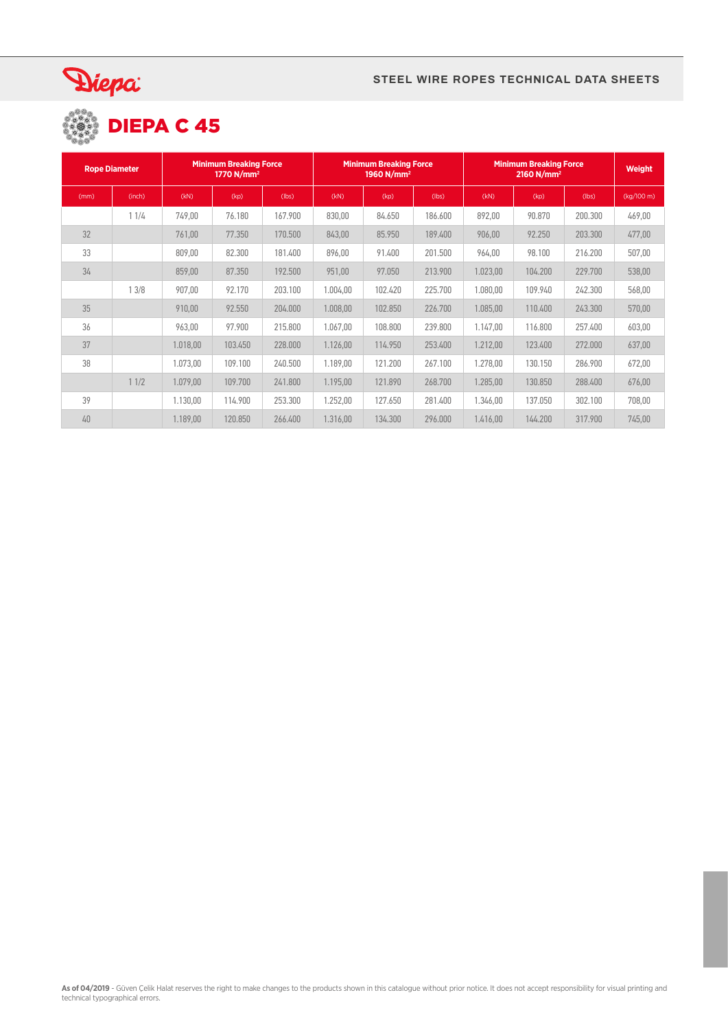# DIEPA C 45

| Rope Diameter | | Minimum Breaking Force 1770 N/mm² | | | Minimum Breaking Force 1960 N/mm² | | | Minimum Breaking Force 2160 N/mm² | | | Weight |
|---|---|---|---|---|---|---|---|---|---|---|---|
| (mm) | (inch) | (kN) | (kp) | (lbs) | (kN) | (kp) | (lbs) | (kN) | (kp) | (lbs) | (kg/100 m) |
| | 1 1/4 | 749,00 | 76.180 | 167.900 | 830,00 | 84.650 | 186.600 | 892,00 | 90.870 | 200.300 | 469,00 |
| 32 | | 761,00 | 77.350 | 170.500 | 843,00 | 85.950 | 189.400 | 906,00 | 92.250 | 203.300 | 477,00 |
| 33 | | 809,00 | 82.300 | 181.400 | 896,00 | 91.400 | 201.500 | 964,00 | 98.100 | 216.200 | 507,00 |
| 34 | | 859,00 | 87.350 | 192.500 | 951,00 | 97.050 | 213.900 | 1.023,00 | 104.200 | 229.700 | 538,00 |
| | 1 3/8 | 907,00 | 92.170 | 203.100 | 1.004,00 | 102.420 | 225.700 | 1.080,00 | 109.940 | 242.300 | 568,00 |
| 35 | | 910,00 | 92.550 | 204.000 | 1.008,00 | 102.850 | 226.700 | 1.085,00 | 110.400 | 243.300 | 570,00 |
| 36 | | 963,00 | 97.900 | 215.800 | 1.067,00 | 108.800 | 239.800 | 1.147,00 | 116.800 | 257.400 | 603,00 |
| 37 | | 1.018,00 | 103.450 | 228.000 | 1.126,00 | 114.950 | 253.400 | 1.212,00 | 123.400 | 272.000 | 637,00 |
| 38 | | 1.073,00 | 109.100 | 240.500 | 1.189,00 | 121.200 | 267.100 | 1.278,00 | 130.150 | 286.900 | 672,00 |
| | 1 1/2 | 1.079,00 | 109.700 | 241.800 | 1.195,00 | 121.890 | 268.700 | 1.285,00 | 130.850 | 288.400 | 676,00 |
| 39 | | 1.130,00 | 114.900 | 253.300 | 1.252,00 | 127.650 | 281.400 | 1.346,00 | 137.050 | 302.100 | 708,00 |
| 40 | | 1.189,00 | 120.850 | 266.400 | 1.316,00 | 134.300 | 296.000 | 1.416,00 | 144.200 | 317.900 | 745,00 |

**As of 04/2019** - Güven Çelik Halat reserves the right to make changes to the products shown in this catalogue without prior notice. It does not accept responsibility for visual printing and technical typographical errors.